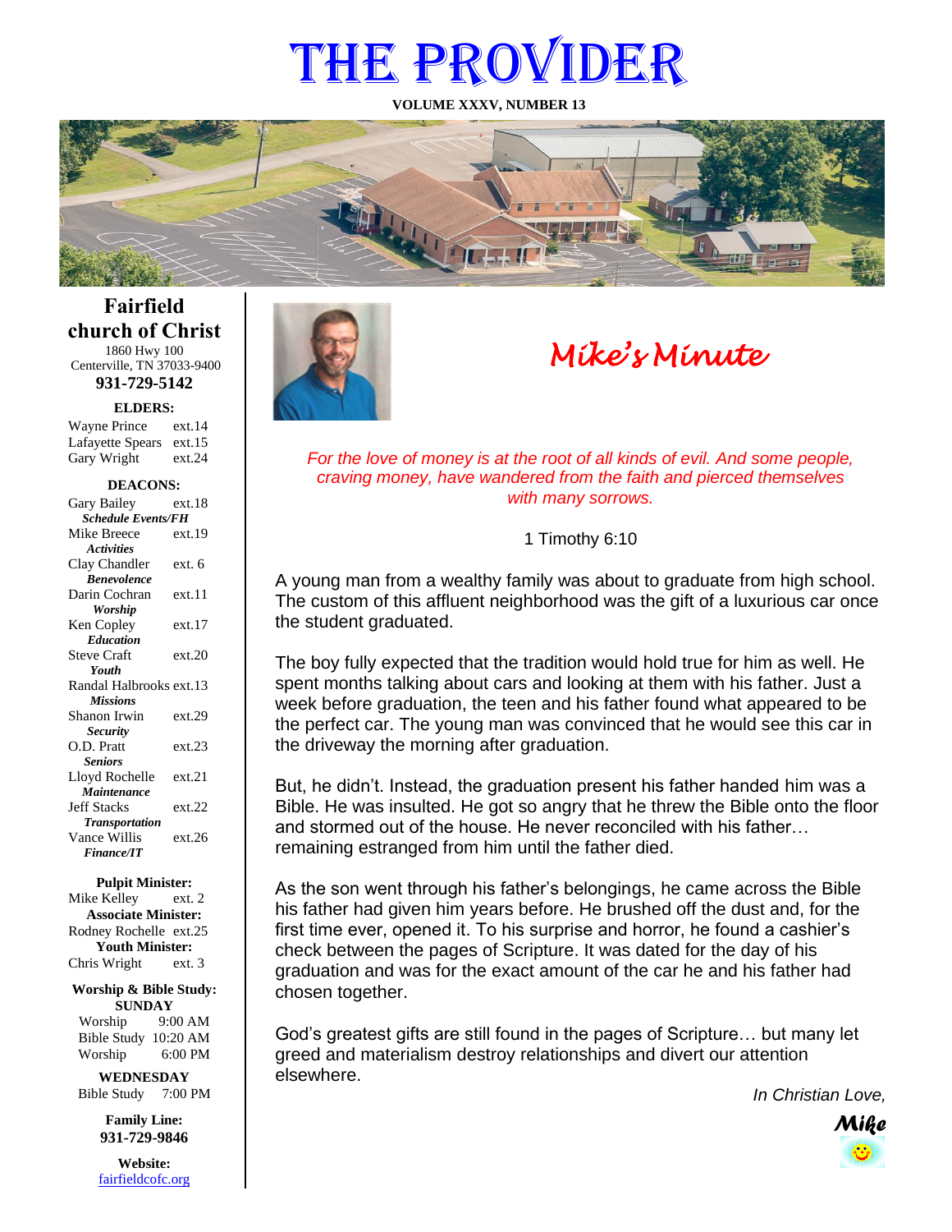# THE PROVIDER

**VOLUME XXXV, NUMBER 13**

## Fairfield church of Christ

1860 Hwy 100
Centerville, TN 37033-9400
**931-729-5142**

**ELDERS:**

Wayne Prince ext.14
Lafayette Spears ext.15
Gary Wright ext.24

**DEACONS:**

Gary Bailey ext.18
***Schedule Events/FH***
Mike Breece ext.19
***Activities***
Clay Chandler ext. 6
***Benevolence***
Darin Cochran ext.11
***Worship***
Ken Copley ext.17
***Education***
Steve Craft ext.20
***Youth***
Randal Halbrooks ext.13
***Missions***
Shanon Irwin ext.29
***Security***
O.D. Pratt ext.23
***Seniors***
Lloyd Rochelle ext.21
***Maintenance***
Jeff Stacks ext.22
***Transportation***
Vance Willis ext.26
***Finance/IT***

**Pulpit Minister:**
Mike Kelley ext. 2
**Associate Minister:**
Rodney Rochelle ext.25
**Youth Minister:**
Chris Wright ext. 3

**Worship & Bible Study:**
**SUNDAY**
Worship 9:00 AM
Bible Study 10:20 AM
Worship 6:00 PM

**WEDNESDAY**
Bible Study 7:00 PM

**Family Line:**
**931-729-9846**

**Website:**
fairfieldcofc.org

## *Mike's Minute*

*For the love of money is at the root of all kinds of evil. And some people, craving money, have wandered from the faith and pierced themselves with many sorrows.*

1 Timothy 6:10

A young man from a wealthy family was about to graduate from high school. The custom of this affluent neighborhood was the gift of a luxurious car once the student graduated.

The boy fully expected that the tradition would hold true for him as well. He spent months talking about cars and looking at them with his father. Just a week before graduation, the teen and his father found what appeared to be the perfect car. The young man was convinced that he would see this car in the driveway the morning after graduation.

But, he didn't. Instead, the graduation present his father handed him was a Bible. He was insulted. He got so angry that he threw the Bible onto the floor and stormed out of the house. He never reconciled with his father… remaining estranged from him until the father died.

As the son went through his father's belongings, he came across the Bible his father had given him years before. He brushed off the dust and, for the first time ever, opened it. To his surprise and horror, he found a cashier's check between the pages of Scripture. It was dated for the day of his graduation and was for the exact amount of the car he and his father had chosen together.

God's greatest gifts are still found in the pages of Scripture… but many let greed and materialism destroy relationships and divert our attention elsewhere.

*In Christian Love,*

***Mike***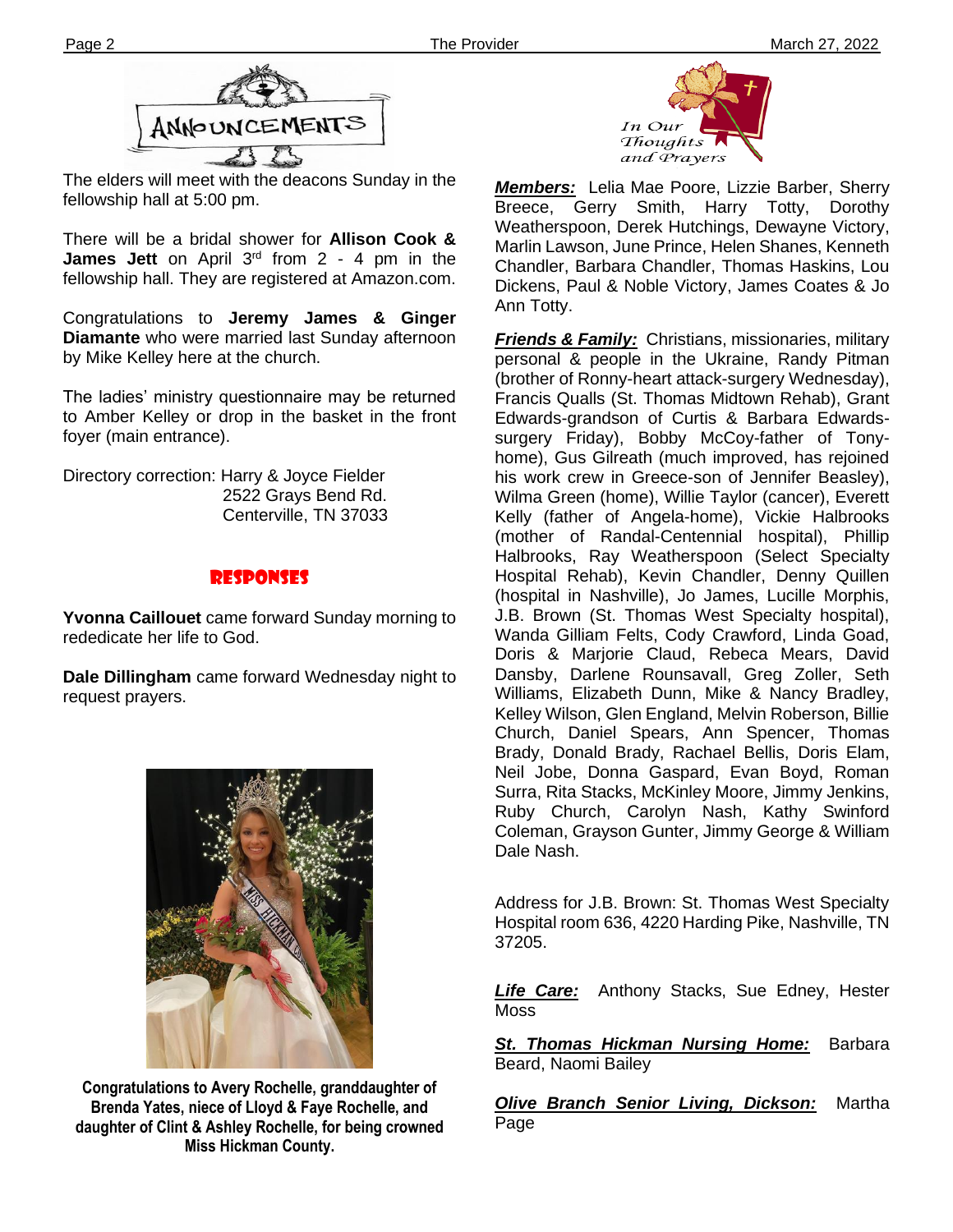## ANNOUNCEMENTS

The elders will meet with the deacons Sunday in the fellowship hall at 5:00 pm.

There will be a bridal shower for **Allison Cook & James Jett** on April 3rd from 2 - 4 pm in the fellowship hall. They are registered at Amazon.com.

Congratulations to **Jeremy James & Ginger Diamante** who were married last Sunday afternoon by Mike Kelley here at the church.

The ladies' ministry questionnaire may be returned to Amber Kelley or drop in the basket in the front foyer (main entrance).

Directory correction: Harry & Joyce Fielder
2522 Grays Bend Rd.
Centerville, TN 37033

## RESPONSES

**Yvonna Caillouet** came forward Sunday morning to rededicate her life to God.

**Dale Dillingham** came forward Wednesday night to request prayers.

**Congratulations to Avery Rochelle, granddaughter of Brenda Yates, niece of Lloyd & Faye Rochelle, and daughter of Clint & Ashley Rochelle, for being crowned Miss Hickman County.**

## In Our Thoughts and Prayers

***Members:*** Lelia Mae Poore, Lizzie Barber, Sherry Breece, Gerry Smith, Harry Totty, Dorothy Weatherspoon, Derek Hutchings, Dewayne Victory, Marlin Lawson, June Prince, Helen Shanes, Kenneth Chandler, Barbara Chandler, Thomas Haskins, Lou Dickens, Paul & Noble Victory, James Coates & Jo Ann Totty.

***Friends & Family:*** Christians, missionaries, military personal & people in the Ukraine, Randy Pitman (brother of Ronny-heart attack-surgery Wednesday), Francis Qualls (St. Thomas Midtown Rehab), Grant Edwards-grandson of Curtis & Barbara Edwards-surgery Friday), Bobby McCoy-father of Tony-home), Gus Gilreath (much improved, has rejoined his work crew in Greece-son of Jennifer Beasley), Wilma Green (home), Willie Taylor (cancer), Everett Kelly (father of Angela-home), Vickie Halbrooks (mother of Randal-Centennial hospital), Phillip Halbrooks, Ray Weatherspoon (Select Specialty Hospital Rehab), Kevin Chandler, Denny Quillen (hospital in Nashville), Jo James, Lucille Morphis, J.B. Brown (St. Thomas West Specialty hospital), Wanda Gilliam Felts, Cody Crawford, Linda Goad, Doris & Marjorie Claud, Rebeca Mears, David Dansby, Darlene Rounsavall, Greg Zoller, Seth Williams, Elizabeth Dunn, Mike & Nancy Bradley, Kelley Wilson, Glen England, Melvin Roberson, Billie Church, Daniel Spears, Ann Spencer, Thomas Brady, Donald Brady, Rachael Bellis, Doris Elam, Neil Jobe, Donna Gaspard, Evan Boyd, Roman Surra, Rita Stacks, McKinley Moore, Jimmy Jenkins, Ruby Church, Carolyn Nash, Kathy Swinford Coleman, Grayson Gunter, Jimmy George & William Dale Nash.

Address for J.B. Brown: St. Thomas West Specialty Hospital room 636, 4220 Harding Pike, Nashville, TN 37205.

***Life Care:*** Anthony Stacks, Sue Edney, Hester Moss

***St. Thomas Hickman Nursing Home:*** Barbara Beard, Naomi Bailey

***Olive Branch Senior Living, Dickson:*** Martha Page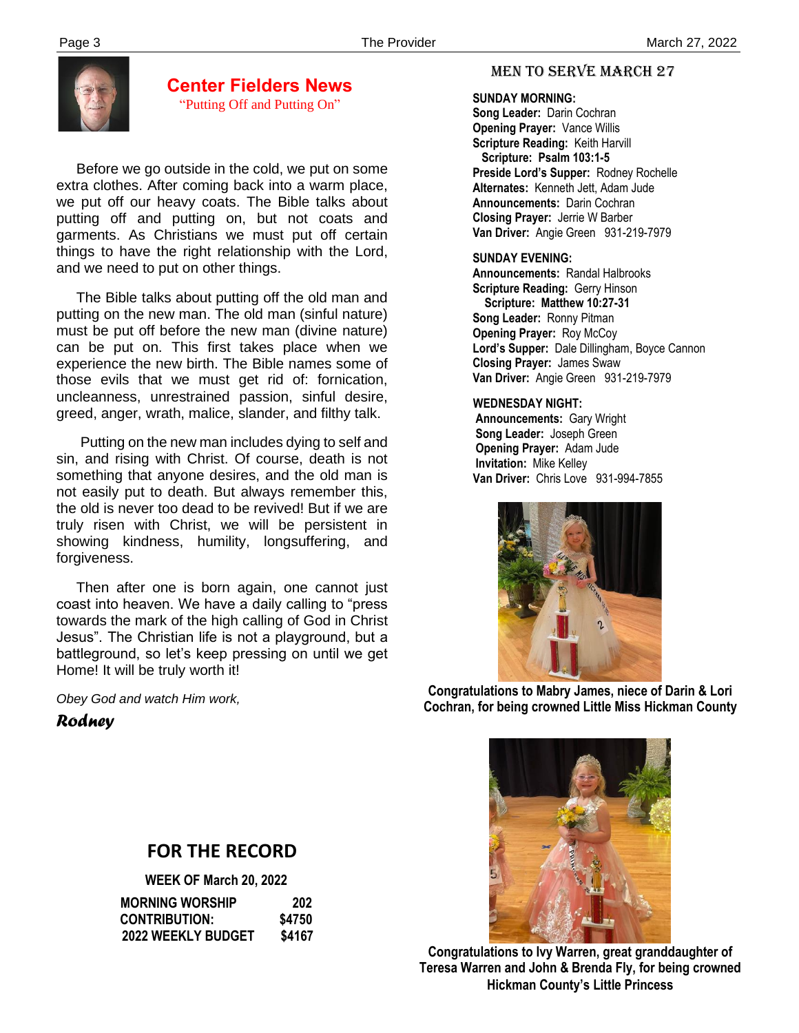## Center Fielders News

"Putting Off and Putting On"

Before we go outside in the cold, we put on some extra clothes. After coming back into a warm place, we put off our heavy coats. The Bible talks about putting off and putting on, but not coats and garments. As Christians we must put off certain things to have the right relationship with the Lord, and we need to put on other things.

The Bible talks about putting off the old man and putting on the new man. The old man (sinful nature) must be put off before the new man (divine nature) can be put on. This first takes place when we experience the new birth. The Bible names some of those evils that we must get rid of: fornication, uncleanness, unrestrained passion, sinful desire, greed, anger, wrath, malice, slander, and filthy talk.

Putting on the new man includes dying to self and sin, and rising with Christ. Of course, death is not something that anyone desires, and the old man is not easily put to death. But always remember this, the old is never too dead to be revived! But if we are truly risen with Christ, we will be persistent in showing kindness, humility, longsuffering, and forgiveness.

Then after one is born again, one cannot just coast into heaven. We have a daily calling to "press towards the mark of the high calling of God in Christ Jesus". The Christian life is not a playground, but a battleground, so let's keep pressing on until we get Home! It will be truly worth it!

*Obey God and watch Him work,*

***Rodney***

## FOR THE RECORD

**WEEK OF March 20, 2022**

| | |
|---|---|
| **MORNING WORSHIP** | **202** |
| **CONTRIBUTION:** | **$4750** |
| **2022 WEEKLY BUDGET** | **$4167** |

## MEN TO SERVE MARCH 27

**SUNDAY MORNING:**
**Song Leader:** Darin Cochran
**Opening Prayer:** Vance Willis
**Scripture Reading:** Keith Harvill
**Scripture: Psalm 103:1-5**
**Preside Lord's Supper:** Rodney Rochelle
**Alternates:** Kenneth Jett, Adam Jude
**Announcements:** Darin Cochran
**Closing Prayer:** Jerrie W Barber
**Van Driver:** Angie Green 931-219-7979

**SUNDAY EVENING:**
**Announcements:** Randal Halbrooks
**Scripture Reading:** Gerry Hinson
**Scripture: Matthew 10:27-31**
**Song Leader:** Ronny Pitman
**Opening Prayer:** Roy McCoy
**Lord's Supper:** Dale Dillingham, Boyce Cannon
**Closing Prayer:** James Swaw
**Van Driver:** Angie Green 931-219-7979

**WEDNESDAY NIGHT:**
**Announcements:** Gary Wright
**Song Leader:** Joseph Green
**Opening Prayer:** Adam Jude
**Invitation:** Mike Kelley
**Van Driver:** Chris Love 931-994-7855

**Congratulations to Mabry James, niece of Darin & Lori Cochran, for being crowned Little Miss Hickman County**

**Congratulations to Ivy Warren, great granddaughter of Teresa Warren and John & Brenda Fly, for being crowned Hickman County's Little Princess**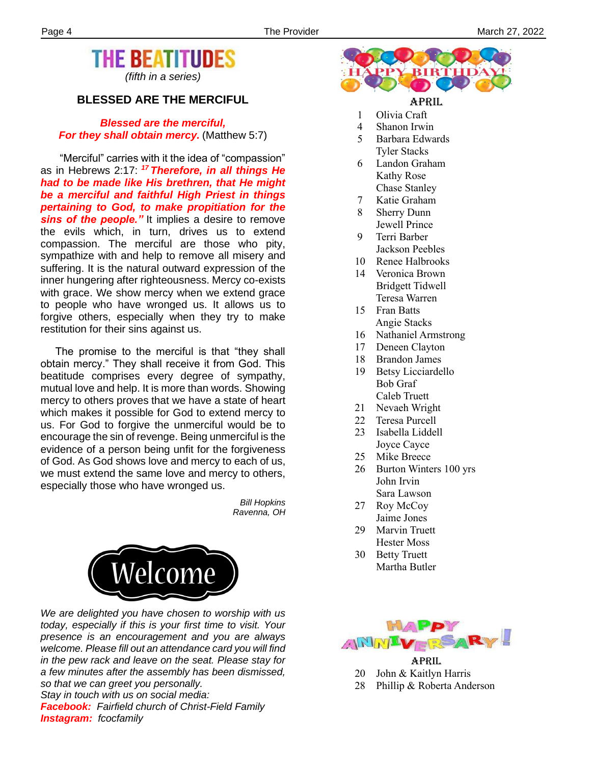# THE BEATITUDES

*(fifth in a series)*

## BLESSED ARE THE MERCIFUL

***Blessed are the merciful,***
***For they shall obtain mercy.*** (Matthew 5:7)

"Merciful" carries with it the idea of "compassion" as in Hebrews 2:17: ***[17] Therefore, in all things He had to be made like His brethren, that He might be a merciful and faithful High Priest in things pertaining to God, to make propitiation for the sins of the people."*** It implies a desire to remove the evils which, in turn, drives us to extend compassion. The merciful are those who pity, sympathize with and help to remove all misery and suffering. It is the natural outward expression of the inner hungering after righteousness. Mercy co-exists with grace. We show mercy when we extend grace to people who have wronged us. It allows us to forgive others, especially when they try to make restitution for their sins against us.

The promise to the merciful is that "they shall obtain mercy." They shall receive it from God. This beatitude comprises every degree of sympathy, mutual love and help. It is more than words. Showing mercy to others proves that we have a state of heart which makes it possible for God to extend mercy to us. For God to forgive the unmerciful would be to encourage the sin of revenge. Being unmerciful is the evidence of a person being unfit for the forgiveness of God. As God shows love and mercy to each of us, we must extend the same love and mercy to others, especially those who have wronged us.

*Bill Hopkins*
*Ravenna, OH*

## Welcome

*We are delighted you have chosen to worship with us today, especially if this is your first time to visit. Your presence is an encouragement and you are always welcome. Please fill out an attendance card you will find in the pew rack and leave on the seat. Please stay for a few minutes after the assembly has been dismissed, so that we can greet you personally.*
*Stay in touch with us on social media:*
***Facebook:*** *Fairfield church of Christ-Field Family*
***Instagram:*** *fcocfamily*

## HAPPY BIRTHDAY!

### APRIL

| | |
|---|---|
| 1 | Olivia Craft |
| 4 | Shanon Irwin |
| 5 | Barbara Edwards |
| | Tyler Stacks |
| 6 | Landon Graham |
| | Kathy Rose |
| | Chase Stanley |
| 7 | Katie Graham |
| 8 | Sherry Dunn |
| | Jewell Prince |
| 9 | Terri Barber |
| | Jackson Peebles |
| 10 | Renee Halbrooks |
| 14 | Veronica Brown |
| | Bridgett Tidwell |
| | Teresa Warren |
| 15 | Fran Batts |
| | Angie Stacks |
| 16 | Nathaniel Armstrong |
| 17 | Deneen Clayton |
| 18 | Brandon James |
| 19 | Betsy Licciardello |
| | Bob Graf |
| | Caleb Truett |
| 21 | Nevaeh Wright |
| 22 | Teresa Purcell |
| 23 | Isabella Liddell |
| | Joyce Cayce |
| 25 | Mike Breece |
| 26 | Burton Winters 100 yrs |
| | John Irvin |
| | Sara Lawson |
| 27 | Roy McCoy |
| | Jaime Jones |
| 29 | Marvin Truett |
| | Hester Moss |
| 30 | Betty Truett |
| | Martha Butler |

## HAPPY ANNIVERSARY!

### APRIL

| | |
|---|---|
| 20 | John & Kaitlyn Harris |
| 28 | Phillip & Roberta Anderson |